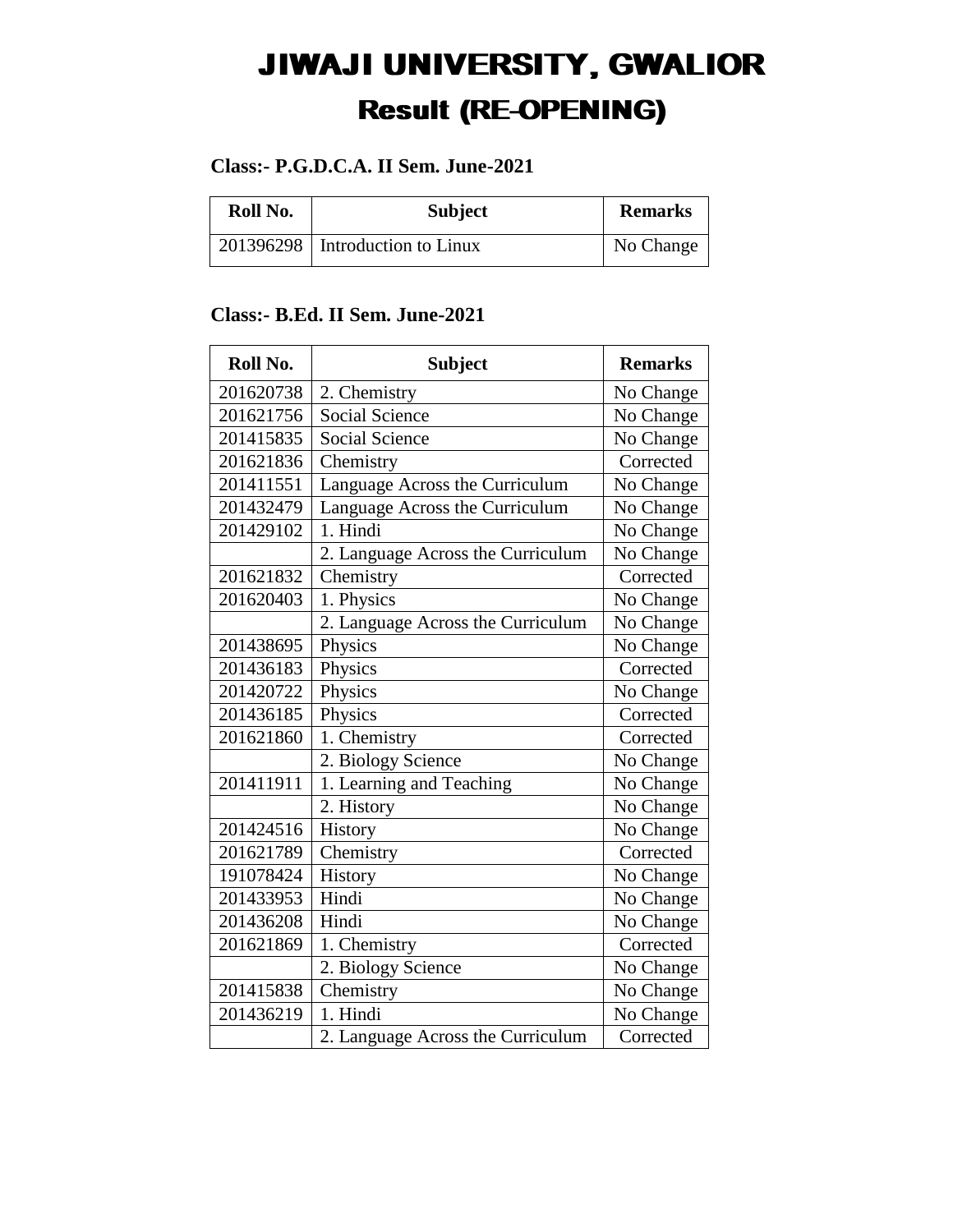# JIWAJI UNIVERSITY, GWALIOR

## Result (RE-OPENING)

**Class:- P.G.D.C.A. II Sem. June-2021**

| Roll No. | Subject | Remarks |
|---|---|---|
| 201396298 | Introduction to Linux | No Change |

**Class:- B.Ed. II Sem. June-2021**

| Roll No. | Subject | Remarks |
|---|---|---|
| 201620738 | 2. Chemistry | No Change |
| 201621756 | Social Science | No Change |
| 201415835 | Social Science | No Change |
| 201621836 | Chemistry | Corrected |
| 201411551 | Language Across the Curriculum | No Change |
| 201432479 | Language Across the Curriculum | No Change |
| 201429102 | 1. Hindi | No Change |
| | 2. Language Across the Curriculum | No Change |
| 201621832 | Chemistry | Corrected |
| 201620403 | 1. Physics | No Change |
| | 2. Language Across the Curriculum | No Change |
| 201438695 | Physics | No Change |
| 201436183 | Physics | Corrected |
| 201420722 | Physics | No Change |
| 201436185 | Physics | Corrected |
| 201621860 | 1. Chemistry | Corrected |
| | 2. Biology Science | No Change |
| 201411911 | 1. Learning and Teaching | No Change |
| | 2. History | No Change |
| 201424516 | History | No Change |
| 201621789 | Chemistry | Corrected |
| 191078424 | History | No Change |
| 201433953 | Hindi | No Change |
| 201436208 | Hindi | No Change |
| 201621869 | 1. Chemistry | Corrected |
| | 2. Biology Science | No Change |
| 201415838 | Chemistry | No Change |
| 201436219 | 1. Hindi | No Change |
| | 2. Language Across the Curriculum | Corrected |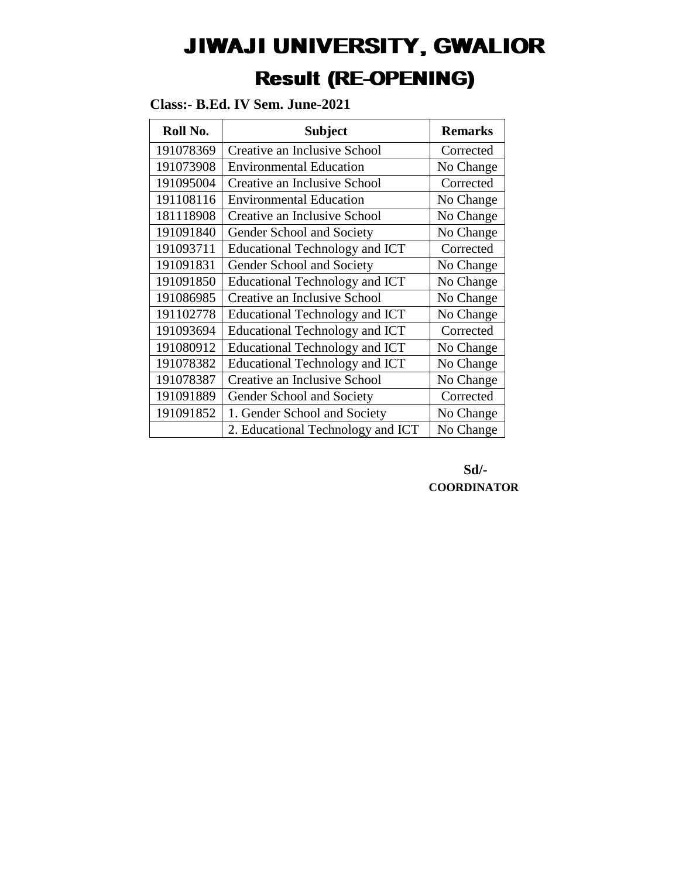# JIWAJI UNIVERSITY, GWALIOR

## Result (RE-OPENING)

**Class:- B.Ed. IV Sem. June-2021**

| Roll No. | Subject | Remarks |
|---|---|---|
| 191078369 | Creative an Inclusive School | Corrected |
| 191073908 | Environmental Education | No Change |
| 191095004 | Creative an Inclusive School | Corrected |
| 191108116 | Environmental Education | No Change |
| 181118908 | Creative an Inclusive School | No Change |
| 191091840 | Gender School and Society | No Change |
| 191093711 | Educational Technology and ICT | Corrected |
| 191091831 | Gender School and Society | No Change |
| 191091850 | Educational Technology and ICT | No Change |
| 191086985 | Creative an Inclusive School | No Change |
| 191102778 | Educational Technology and ICT | No Change |
| 191093694 | Educational Technology and ICT | Corrected |
| 191080912 | Educational Technology and ICT | No Change |
| 191078382 | Educational Technology and ICT | No Change |
| 191078387 | Creative an Inclusive School | No Change |
| 191091889 | Gender School and Society | Corrected |
| 191091852 | 1. Gender School and Society | No Change |
| | 2. Educational Technology and ICT | No Change |

**Sd/-**

**COORDINATOR**